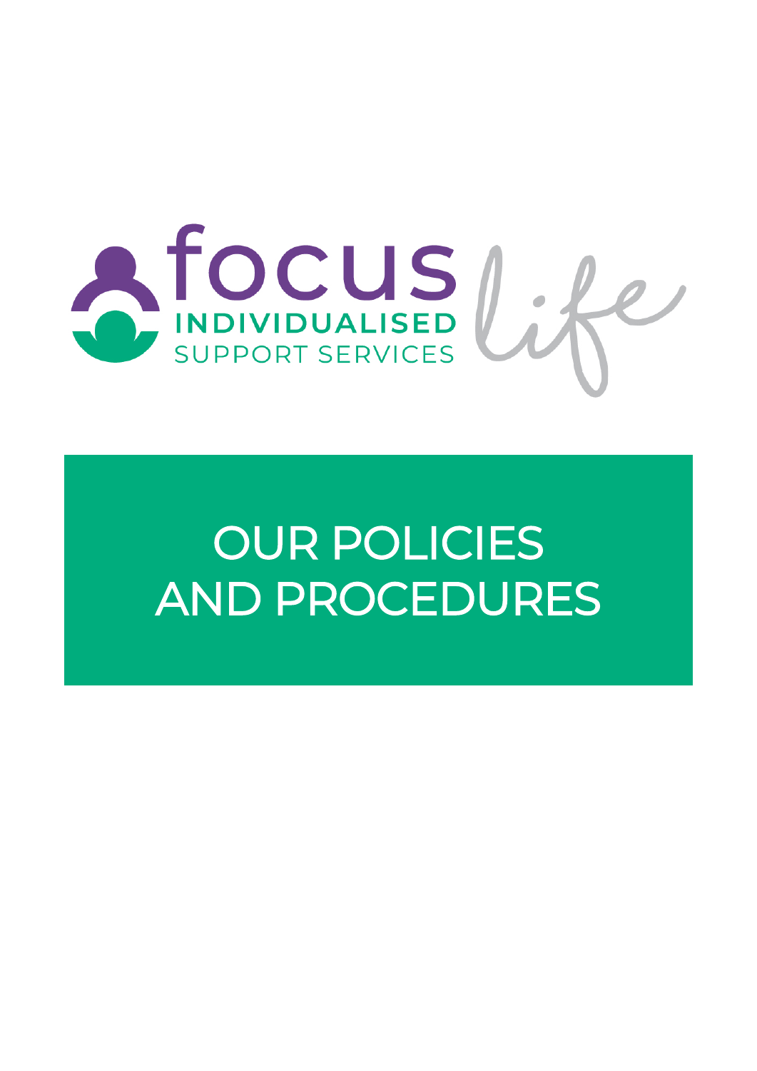focus

INDIVIDUALISED

SUPPORT SERVICES

life

# OUR POLICIES AND PROCEDURES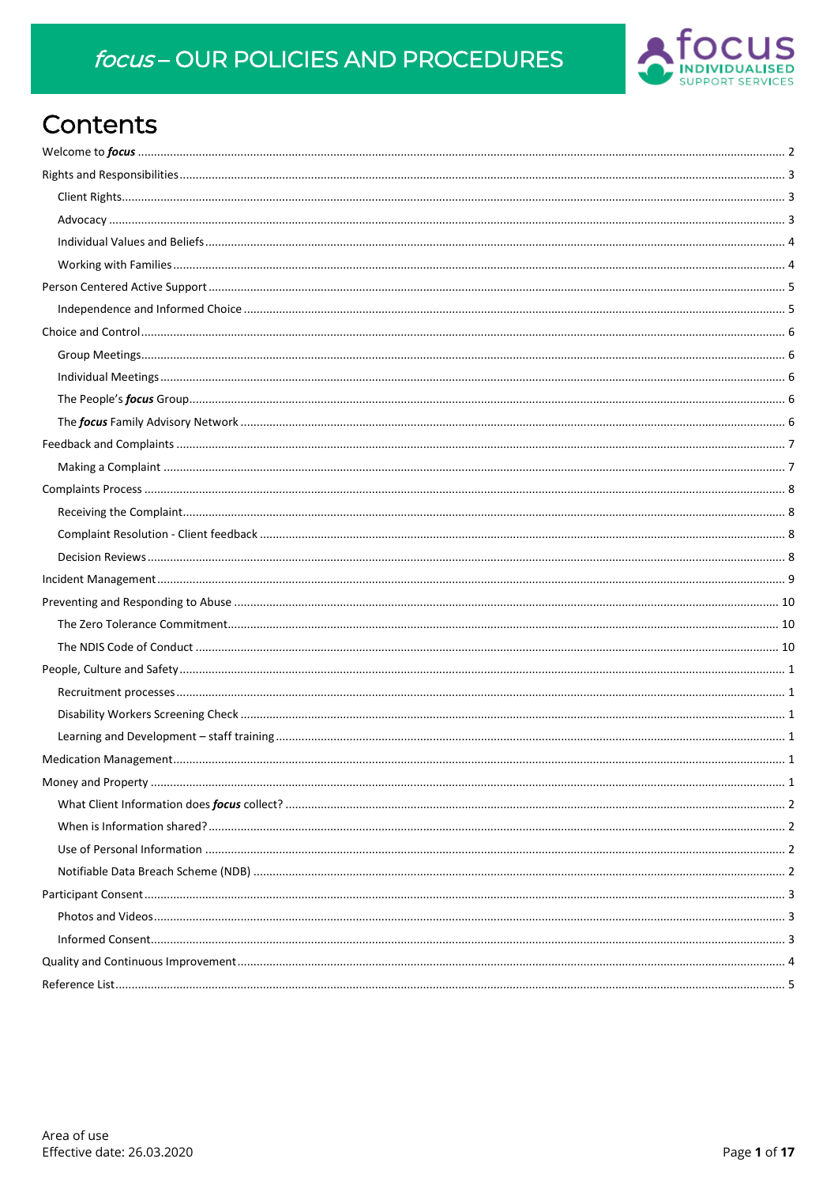# Contents

Welcome to ***focus*** .......... 2

Rights and Responsibilities .......... 3

- Client Rights .......... 3
- Advocacy .......... 3
- Individual Values and Beliefs .......... 4
- Working with Families .......... 4

Person Centered Active Support .......... 5

- Independence and Informed Choice .......... 5

Choice and Control .......... 6

- Group Meetings .......... 6
- Individual Meetings .......... 6
- The People's ***focus*** Group .......... 6
- The ***focus*** Family Advisory Network .......... 6

Feedback and Complaints .......... 7

- Making a Complaint .......... 7

Complaints Process .......... 8

- Receiving the Complaint .......... 8
- Complaint Resolution - Client feedback .......... 8
- Decision Reviews .......... 8

Incident Management .......... 9

Preventing and Responding to Abuse .......... 10

- The Zero Tolerance Commitment .......... 10
- The NDIS Code of Conduct .......... 10

People, Culture and Safety .......... 1

- Recruitment processes .......... 1
- Disability Workers Screening Check .......... 1
- Learning and Development – staff training .......... 1

Medication Management .......... 1

Money and Property .......... 1

- What Client Information does ***focus*** collect? .......... 2
- When is Information shared? .......... 2
- Use of Personal Information .......... 2
- Notifiable Data Breach Scheme (NDB) .......... 2

Participant Consent .......... 3

- Photos and Videos .......... 3
- Informed Consent .......... 3

Quality and Continuous Improvement .......... 4

Reference List .......... 5

Area of use
Effective date: 26.03.2020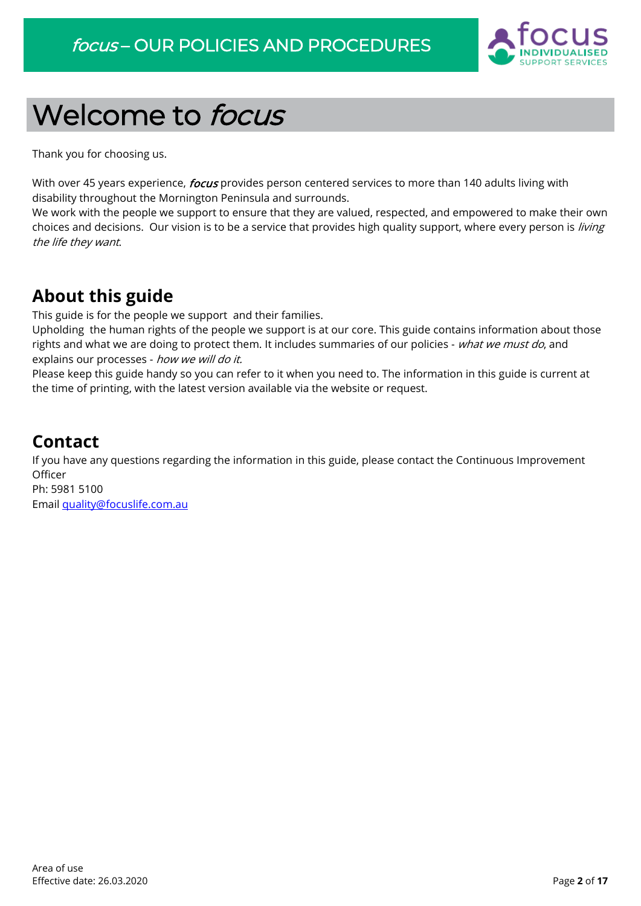# Welcome to *focus*

Thank you for choosing us.

With over 45 years experience, ***focus*** provides person centered services to more than 140 adults living with disability throughout the Mornington Peninsula and surrounds.
We work with the people we support to ensure that they are valued, respected, and empowered to make their own choices and decisions. Our vision is to be a service that provides high quality support, where every person is *living the life they want*.

## About this guide

This guide is for the people we support and their families.
Upholding the human rights of the people we support is at our core. This guide contains information about those rights and what we are doing to protect them. It includes summaries of our policies - *what we must do*, and explains our processes - *how we will do it.*
Please keep this guide handy so you can refer to it when you need to. The information in this guide is current at the time of printing, with the latest version available via the website or request.

## Contact

If you have any questions regarding the information in this guide, please contact the Continuous Improvement Officer
Ph: 5981 5100
Email quality@focuslife.com.au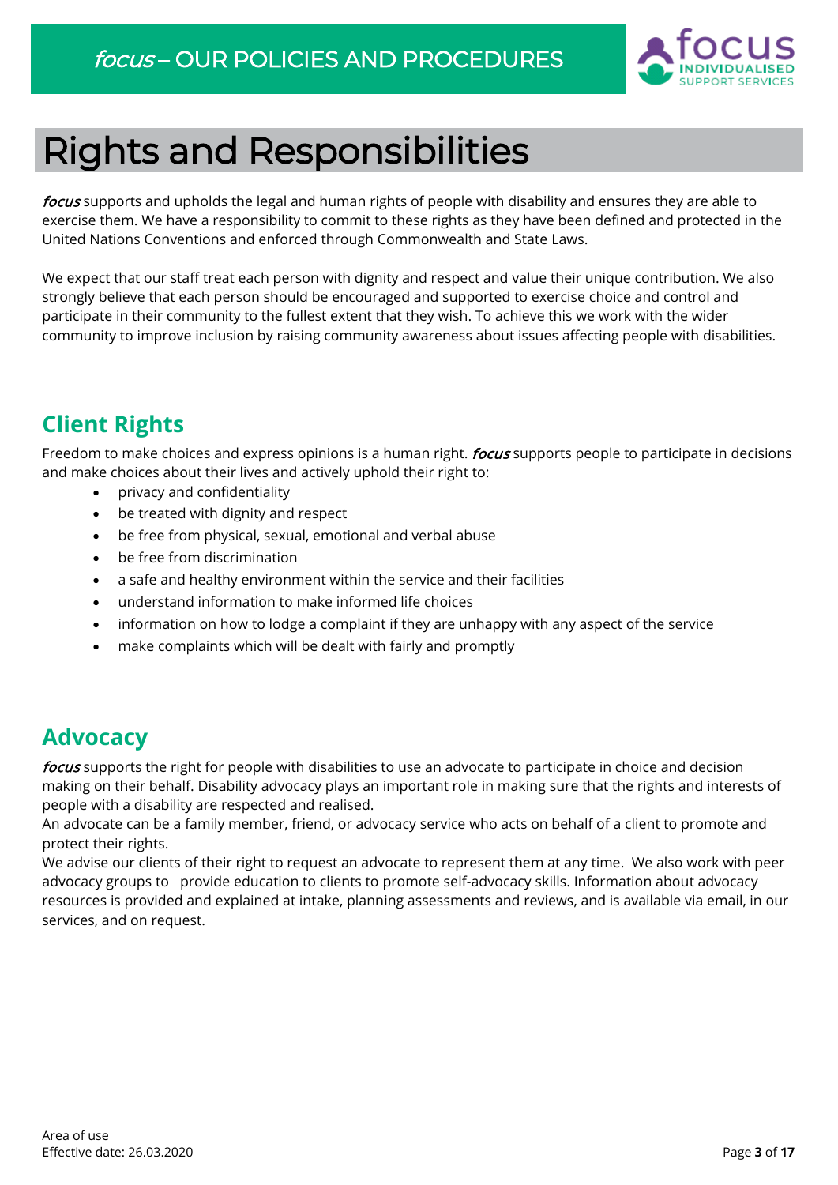# Rights and Responsibilities

*focus* supports and upholds the legal and human rights of people with disability and ensures they are able to exercise them. We have a responsibility to commit to these rights as they have been defined and protected in the United Nations Conventions and enforced through Commonwealth and State Laws.

We expect that our staff treat each person with dignity and respect and value their unique contribution. We also strongly believe that each person should be encouraged and supported to exercise choice and control and participate in their community to the fullest extent that they wish. To achieve this we work with the wider community to improve inclusion by raising community awareness about issues affecting people with disabilities.

## Client Rights

Freedom to make choices and express opinions is a human right. *focus* supports people to participate in decisions and make choices about their lives and actively uphold their right to:

- privacy and confidentiality
- be treated with dignity and respect
- be free from physical, sexual, emotional and verbal abuse
- be free from discrimination
- a safe and healthy environment within the service and their facilities
- understand information to make informed life choices
- information on how to lodge a complaint if they are unhappy with any aspect of the service
- make complaints which will be dealt with fairly and promptly

## Advocacy

*focus* supports the right for people with disabilities to use an advocate to participate in choice and decision making on their behalf. Disability advocacy plays an important role in making sure that the rights and interests of people with a disability are respected and realised.

An advocate can be a family member, friend, or advocacy service who acts on behalf of a client to promote and protect their rights.

We advise our clients of their right to request an advocate to represent them at any time. We also work with peer advocacy groups to provide education to clients to promote self-advocacy skills. Information about advocacy resources is provided and explained at intake, planning assessments and reviews, and is available via email, in our services, and on request.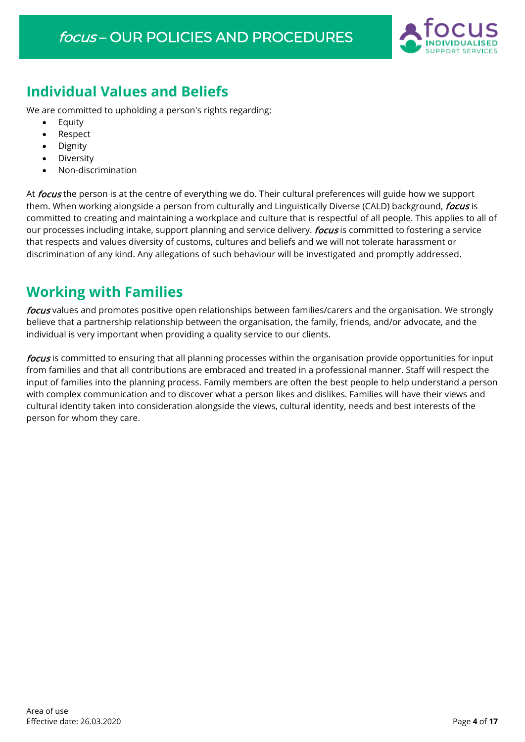## Individual Values and Beliefs

We are committed to upholding a person's rights regarding:

- Equity
- Respect
- Dignity
- Diversity
- Non-discrimination

At *focus* the person is at the centre of everything we do. Their cultural preferences will guide how we support them. When working alongside a person from culturally and Linguistically Diverse (CALD) background, *focus* is committed to creating and maintaining a workplace and culture that is respectful of all people. This applies to all of our processes including intake, support planning and service delivery. *focus* is committed to fostering a service that respects and values diversity of customs, cultures and beliefs and we will not tolerate harassment or discrimination of any kind. Any allegations of such behaviour will be investigated and promptly addressed.

## Working with Families

*focus* values and promotes positive open relationships between families/carers and the organisation. We strongly believe that a partnership relationship between the organisation, the family, friends, and/or advocate, and the individual is very important when providing a quality service to our clients.

*focus* is committed to ensuring that all planning processes within the organisation provide opportunities for input from families and that all contributions are embraced and treated in a professional manner. Staff will respect the input of families into the planning process. Family members are often the best people to help understand a person with complex communication and to discover what a person likes and dislikes. Families will have their views and cultural identity taken into consideration alongside the views, cultural identity, needs and best interests of the person for whom they care.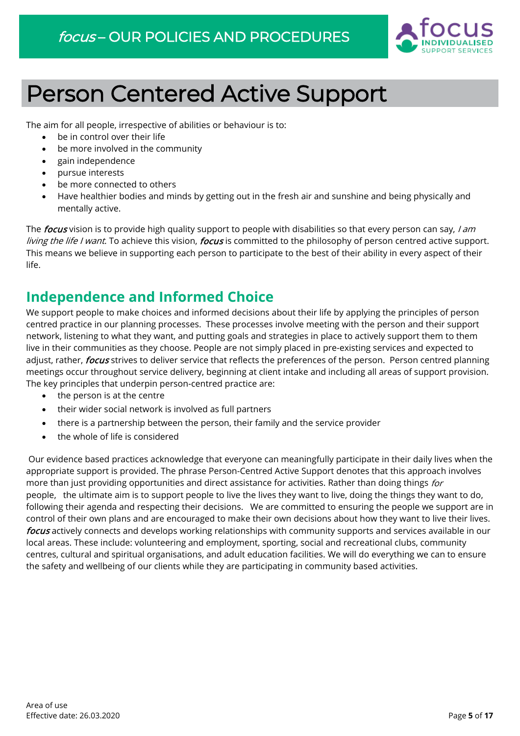# Person Centered Active Support

The aim for all people, irrespective of abilities or behaviour is to:

- be in control over their life
- be more involved in the community
- gain independence
- pursue interests
- be more connected to others
- Have healthier bodies and minds by getting out in the fresh air and sunshine and being physically and mentally active.

The ***focus*** vision is to provide high quality support to people with disabilities so that every person can say, *I am living the life I want*. To achieve this vision, ***focus*** is committed to the philosophy of person centred active support. This means we believe in supporting each person to participate to the best of their ability in every aspect of their life.

## Independence and Informed Choice

We support people to make choices and informed decisions about their life by applying the principles of person centred practice in our planning processes. These processes involve meeting with the person and their support network, listening to what they want, and putting goals and strategies in place to actively support them to them live in their communities as they choose. People are not simply placed in pre-existing services and expected to adjust, rather, ***focus*** strives to deliver service that reflects the preferences of the person. Person centred planning meetings occur throughout service delivery, beginning at client intake and including all areas of support provision. The key principles that underpin person-centred practice are:

- the person is at the centre
- their wider social network is involved as full partners
- there is a partnership between the person, their family and the service provider
- the whole of life is considered

Our evidence based practices acknowledge that everyone can meaningfully participate in their daily lives when the appropriate support is provided. The phrase Person-Centred Active Support denotes that this approach involves more than just providing opportunities and direct assistance for activities. Rather than doing things *for* people, the ultimate aim is to support people to live the lives they want to live, doing the things they want to do, following their agenda and respecting their decisions. We are committed to ensuring the people we support are in control of their own plans and are encouraged to make their own decisions about how they want to live their lives. ***focus*** actively connects and develops working relationships with community supports and services available in our local areas. These include: volunteering and employment, sporting, social and recreational clubs, community centres, cultural and spiritual organisations, and adult education facilities. We will do everything we can to ensure the safety and wellbeing of our clients while they are participating in community based activities.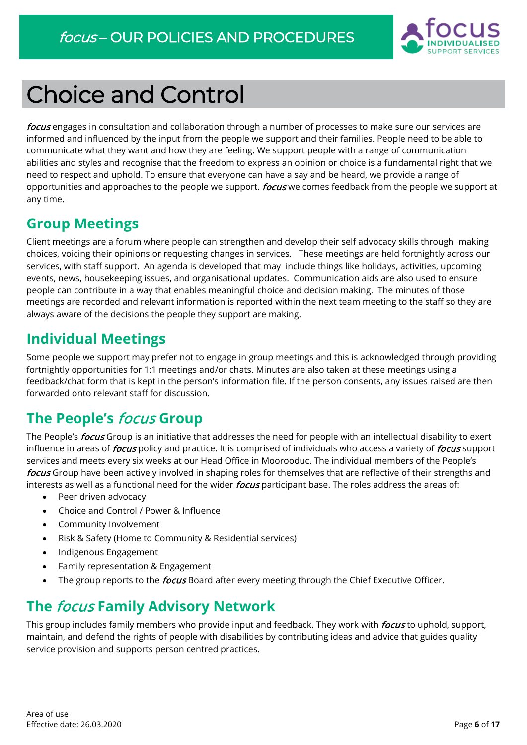# Choice and Control

*focus* engages in consultation and collaboration through a number of processes to make sure our services are informed and influenced by the input from the people we support and their families. People need to be able to communicate what they want and how they are feeling. We support people with a range of communication abilities and styles and recognise that the freedom to express an opinion or choice is a fundamental right that we need to respect and uphold. To ensure that everyone can have a say and be heard, we provide a range of opportunities and approaches to the people we support. *focus* welcomes feedback from the people we support at any time.

## Group Meetings

Client meetings are a forum where people can strengthen and develop their self advocacy skills through making choices, voicing their opinions or requesting changes in services. These meetings are held fortnightly across our services, with staff support. An agenda is developed that may include things like holidays, activities, upcoming events, news, housekeeping issues, and organisational updates. Communication aids are also used to ensure people can contribute in a way that enables meaningful choice and decision making. The minutes of those meetings are recorded and relevant information is reported within the next team meeting to the staff so they are always aware of the decisions the people they support are making.

## Individual Meetings

Some people we support may prefer not to engage in group meetings and this is acknowledged through providing fortnightly opportunities for 1:1 meetings and/or chats. Minutes are also taken at these meetings using a feedback/chat form that is kept in the person's information file. If the person consents, any issues raised are then forwarded onto relevant staff for discussion.

## The People's *focus* Group

The People's *focus* Group is an initiative that addresses the need for people with an intellectual disability to exert influence in areas of *focus* policy and practice. It is comprised of individuals who access a variety of *focus* support services and meets every six weeks at our Head Office in Moorooduc. The individual members of the People's *focus* Group have been actively involved in shaping roles for themselves that are reflective of their strengths and interests as well as a functional need for the wider *focus* participant base. The roles address the areas of:

- Peer driven advocacy
- Choice and Control / Power & Influence
- Community Involvement
- Risk & Safety (Home to Community & Residential services)
- Indigenous Engagement
- Family representation & Engagement
- The group reports to the *focus* Board after every meeting through the Chief Executive Officer.

## The *focus* Family Advisory Network

This group includes family members who provide input and feedback. They work with *focus* to uphold, support, maintain, and defend the rights of people with disabilities by contributing ideas and advice that guides quality service provision and supports person centred practices.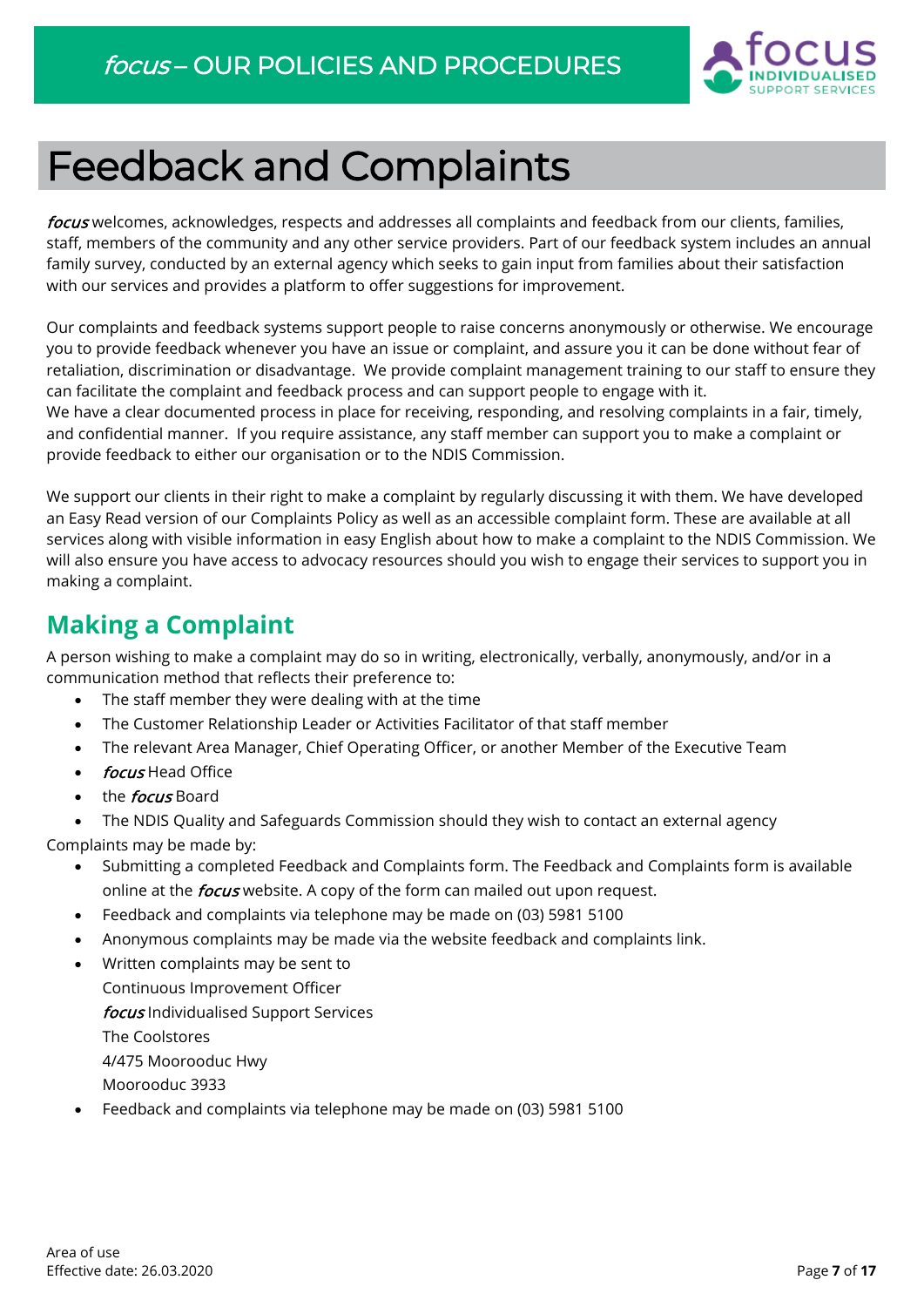# Feedback and Complaints

*focus* welcomes, acknowledges, respects and addresses all complaints and feedback from our clients, families, staff, members of the community and any other service providers. Part of our feedback system includes an annual family survey, conducted by an external agency which seeks to gain input from families about their satisfaction with our services and provides a platform to offer suggestions for improvement.

Our complaints and feedback systems support people to raise concerns anonymously or otherwise. We encourage you to provide feedback whenever you have an issue or complaint, and assure you it can be done without fear of retaliation, discrimination or disadvantage. We provide complaint management training to our staff to ensure they can facilitate the complaint and feedback process and can support people to engage with it.
We have a clear documented process in place for receiving, responding, and resolving complaints in a fair, timely, and confidential manner. If you require assistance, any staff member can support you to make a complaint or provide feedback to either our organisation or to the NDIS Commission.

We support our clients in their right to make a complaint by regularly discussing it with them. We have developed an Easy Read version of our Complaints Policy as well as an accessible complaint form. These are available at all services along with visible information in easy English about how to make a complaint to the NDIS Commission. We will also ensure you have access to advocacy resources should you wish to engage their services to support you in making a complaint.

## Making a Complaint

A person wishing to make a complaint may do so in writing, electronically, verbally, anonymously, and/or in a communication method that reflects their preference to:

- The staff member they were dealing with at the time
- The Customer Relationship Leader or Activities Facilitator of that staff member
- The relevant Area Manager, Chief Operating Officer, or another Member of the Executive Team
- *focus* Head Office
- the *focus* Board
- The NDIS Quality and Safeguards Commission should they wish to contact an external agency

Complaints may be made by:

- Submitting a completed Feedback and Complaints form. The Feedback and Complaints form is available online at the *focus* website. A copy of the form can mailed out upon request.
- Feedback and complaints via telephone may be made on (03) 5981 5100
- Anonymous complaints may be made via the website feedback and complaints link.
- Written complaints may be sent to
  Continuous Improvement Officer
  *focus* Individualised Support Services
  The Coolstores
  4/475 Moorooduc Hwy
  Moorooduc 3933
- Feedback and complaints via telephone may be made on (03) 5981 5100

Area of use
Effective date: 26.03.2020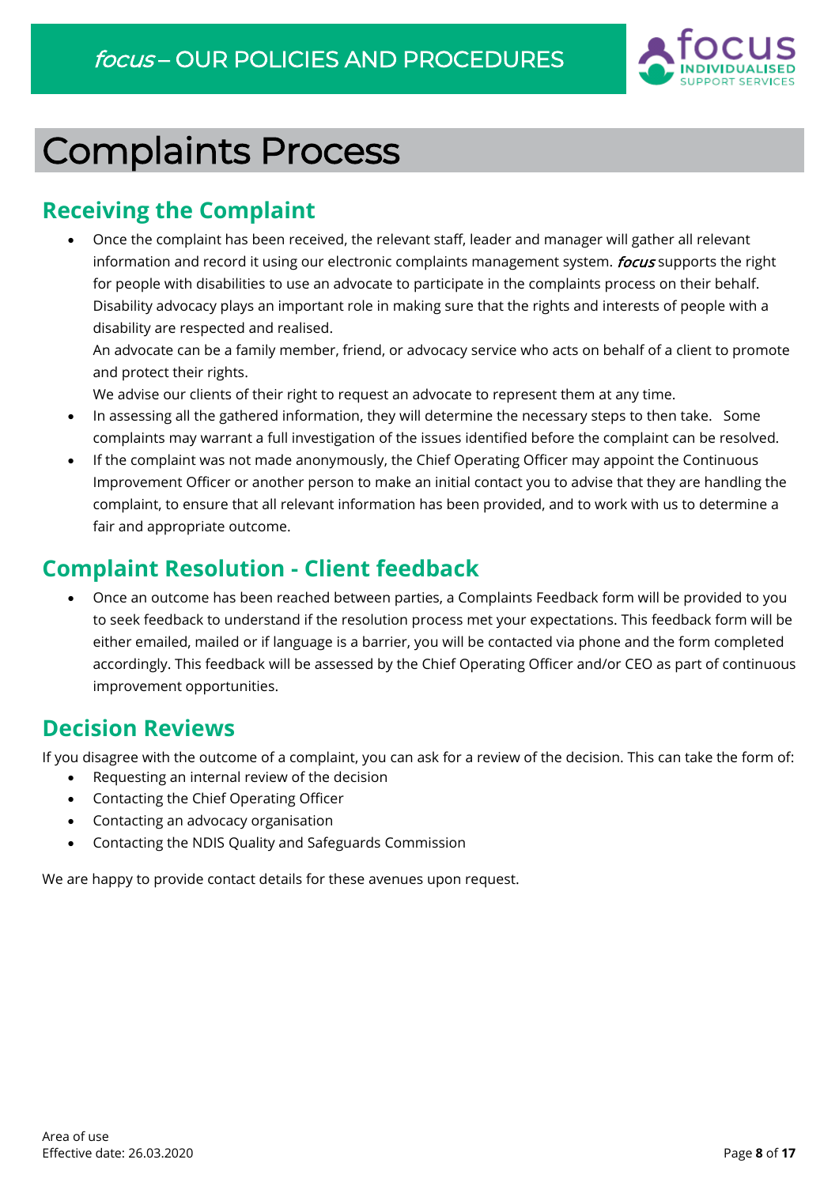# Complaints Process

## Receiving the Complaint

- Once the complaint has been received, the relevant staff, leader and manager will gather all relevant information and record it using our electronic complaints management system. ***focus*** supports the right for people with disabilities to use an advocate to participate in the complaints process on their behalf. Disability advocacy plays an important role in making sure that the rights and interests of people with a disability are respected and realised.
  An advocate can be a family member, friend, or advocacy service who acts on behalf of a client to promote and protect their rights.
  We advise our clients of their right to request an advocate to represent them at any time.
- In assessing all the gathered information, they will determine the necessary steps to then take. Some complaints may warrant a full investigation of the issues identified before the complaint can be resolved.
- If the complaint was not made anonymously, the Chief Operating Officer may appoint the Continuous Improvement Officer or another person to make an initial contact you to advise that they are handling the complaint, to ensure that all relevant information has been provided, and to work with us to determine a fair and appropriate outcome.

## Complaint Resolution - Client feedback

- Once an outcome has been reached between parties, a Complaints Feedback form will be provided to you to seek feedback to understand if the resolution process met your expectations. This feedback form will be either emailed, mailed or if language is a barrier, you will be contacted via phone and the form completed accordingly. This feedback will be assessed by the Chief Operating Officer and/or CEO as part of continuous improvement opportunities.

## Decision Reviews

If you disagree with the outcome of a complaint, you can ask for a review of the decision. This can take the form of:

- Requesting an internal review of the decision
- Contacting the Chief Operating Officer
- Contacting an advocacy organisation
- Contacting the NDIS Quality and Safeguards Commission

We are happy to provide contact details for these avenues upon request.

Area of use
Effective date: 26.03.2020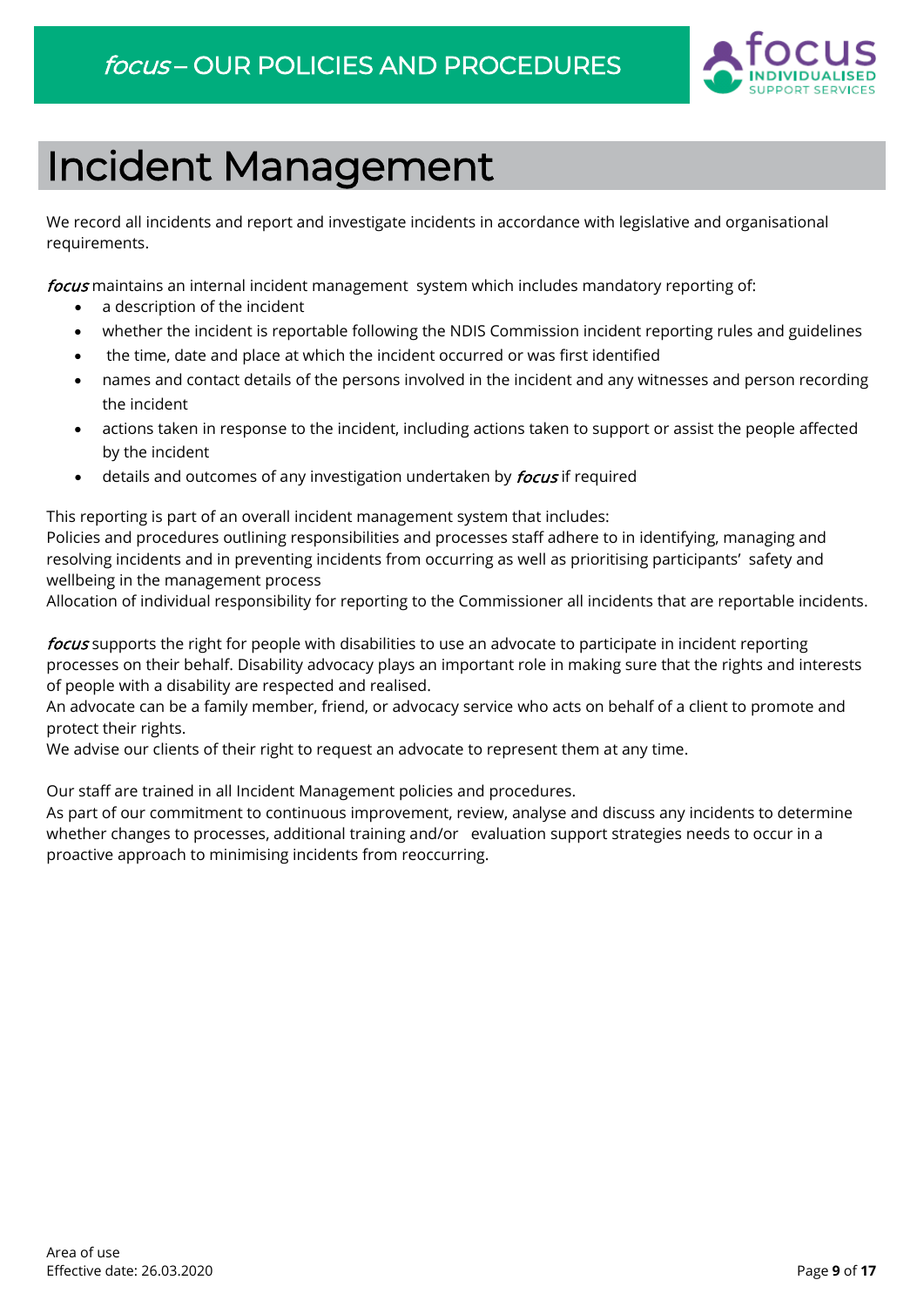# Incident Management

We record all incidents and report and investigate incidents in accordance with legislative and organisational requirements.

*focus* maintains an internal incident management system which includes mandatory reporting of:

- a description of the incident
- whether the incident is reportable following the NDIS Commission incident reporting rules and guidelines
- the time, date and place at which the incident occurred or was first identified
- names and contact details of the persons involved in the incident and any witnesses and person recording the incident
- actions taken in response to the incident, including actions taken to support or assist the people affected by the incident
- details and outcomes of any investigation undertaken by *focus* if required

This reporting is part of an overall incident management system that includes:
Policies and procedures outlining responsibilities and processes staff adhere to in identifying, managing and resolving incidents and in preventing incidents from occurring as well as prioritising participants' safety and wellbeing in the management process
Allocation of individual responsibility for reporting to the Commissioner all incidents that are reportable incidents.

*focus* supports the right for people with disabilities to use an advocate to participate in incident reporting processes on their behalf. Disability advocacy plays an important role in making sure that the rights and interests of people with a disability are respected and realised.
An advocate can be a family member, friend, or advocacy service who acts on behalf of a client to promote and protect their rights.
We advise our clients of their right to request an advocate to represent them at any time.

Our staff are trained in all Incident Management policies and procedures.
As part of our commitment to continuous improvement, review, analyse and discuss any incidents to determine whether changes to processes, additional training and/or evaluation support strategies needs to occur in a proactive approach to minimising incidents from reoccurring.

Area of use
Effective date: 26.03.2020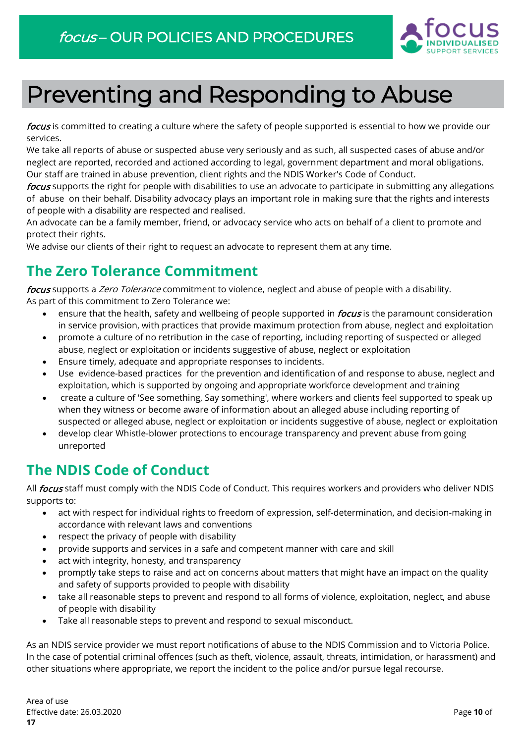# Preventing and Responding to Abuse

*focus* is committed to creating a culture where the safety of people supported is essential to how we provide our services.

We take all reports of abuse or suspected abuse very seriously and as such, all suspected cases of abuse and/or neglect are reported, recorded and actioned according to legal, government department and moral obligations. Our staff are trained in abuse prevention, client rights and the NDIS Worker's Code of Conduct.

*focus* supports the right for people with disabilities to use an advocate to participate in submitting any allegations of abuse on their behalf. Disability advocacy plays an important role in making sure that the rights and interests of people with a disability are respected and realised.

An advocate can be a family member, friend, or advocacy service who acts on behalf of a client to promote and protect their rights.

We advise our clients of their right to request an advocate to represent them at any time.

## The Zero Tolerance Commitment

*focus* supports a *Zero Tolerance* commitment to violence, neglect and abuse of people with a disability.
As part of this commitment to Zero Tolerance we:

- ensure that the health, safety and wellbeing of people supported in *focus* is the paramount consideration in service provision, with practices that provide maximum protection from abuse, neglect and exploitation
- promote a culture of no retribution in the case of reporting, including reporting of suspected or alleged abuse, neglect or exploitation or incidents suggestive of abuse, neglect or exploitation
- Ensure timely, adequate and appropriate responses to incidents.
- Use evidence-based practices for the prevention and identification of and response to abuse, neglect and exploitation, which is supported by ongoing and appropriate workforce development and training
- create a culture of 'See something, Say something', where workers and clients feel supported to speak up when they witness or become aware of information about an alleged abuse including reporting of suspected or alleged abuse, neglect or exploitation or incidents suggestive of abuse, neglect or exploitation
- develop clear Whistle-blower protections to encourage transparency and prevent abuse from going unreported

## The NDIS Code of Conduct

All *focus* staff must comply with the NDIS Code of Conduct. This requires workers and providers who deliver NDIS supports to:

- act with respect for individual rights to freedom of expression, self-determination, and decision-making in accordance with relevant laws and conventions
- respect the privacy of people with disability
- provide supports and services in a safe and competent manner with care and skill
- act with integrity, honesty, and transparency
- promptly take steps to raise and act on concerns about matters that might have an impact on the quality and safety of supports provided to people with disability
- take all reasonable steps to prevent and respond to all forms of violence, exploitation, neglect, and abuse of people with disability
- Take all reasonable steps to prevent and respond to sexual misconduct.

As an NDIS service provider we must report notifications of abuse to the NDIS Commission and to Victoria Police. In the case of potential criminal offences (such as theft, violence, assault, threats, intimidation, or harassment) and other situations where appropriate, we report the incident to the police and/or pursue legal recourse.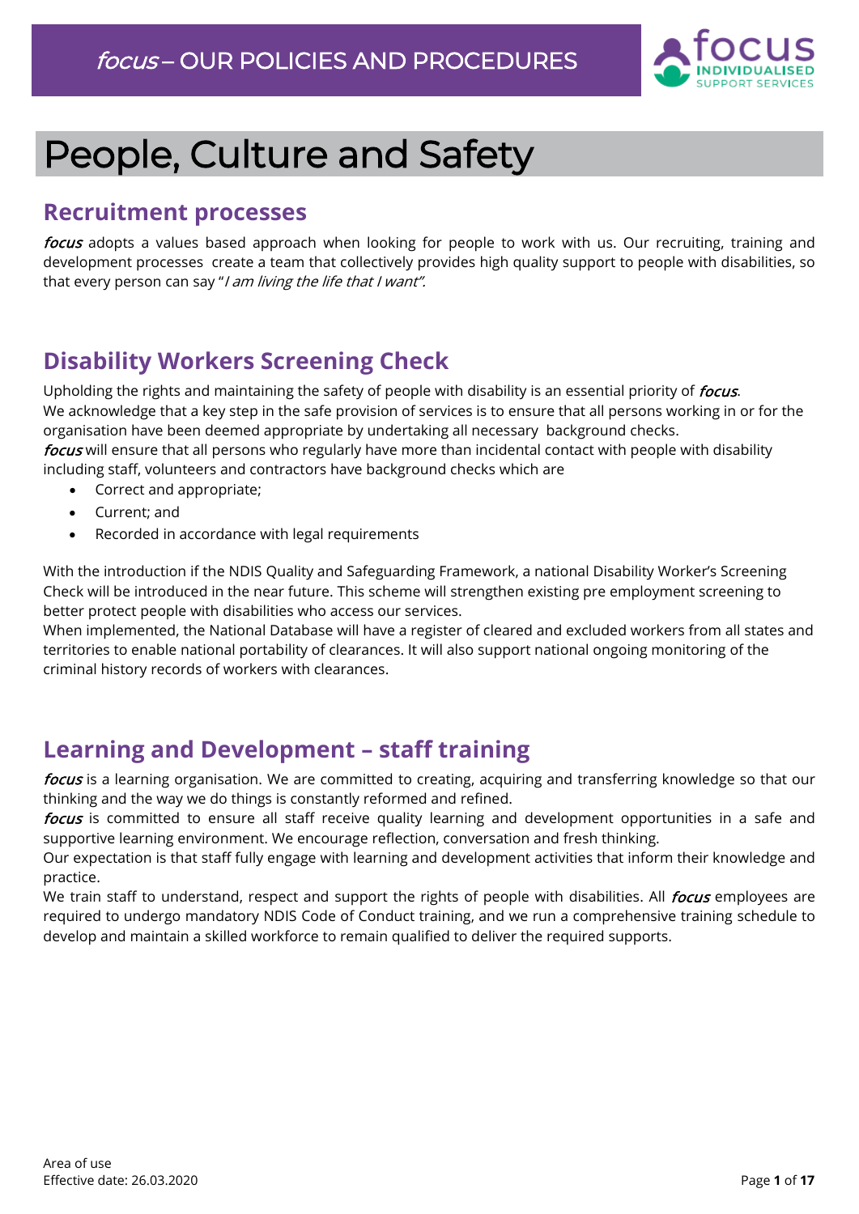# People, Culture and Safety

## Recruitment processes

*focus* adopts a values based approach when looking for people to work with us. Our recruiting, training and development processes create a team that collectively provides high quality support to people with disabilities, so that every person can say "*I am living the life that I want".*

## Disability Workers Screening Check

Upholding the rights and maintaining the safety of people with disability is an essential priority of *focus*.
We acknowledge that a key step in the safe provision of services is to ensure that all persons working in or for the organisation have been deemed appropriate by undertaking all necessary background checks.
*focus* will ensure that all persons who regularly have more than incidental contact with people with disability including staff, volunteers and contractors have background checks which are

- Correct and appropriate;
- Current; and
- Recorded in accordance with legal requirements

With the introduction if the NDIS Quality and Safeguarding Framework, a national Disability Worker's Screening Check will be introduced in the near future. This scheme will strengthen existing pre employment screening to better protect people with disabilities who access our services.
When implemented, the National Database will have a register of cleared and excluded workers from all states and territories to enable national portability of clearances. It will also support national ongoing monitoring of the criminal history records of workers with clearances.

## Learning and Development – staff training

*focus* is a learning organisation. We are committed to creating, acquiring and transferring knowledge so that our thinking and the way we do things is constantly reformed and refined.
*focus* is committed to ensure all staff receive quality learning and development opportunities in a safe and supportive learning environment. We encourage reflection, conversation and fresh thinking.
Our expectation is that staff fully engage with learning and development activities that inform their knowledge and practice.
We train staff to understand, respect and support the rights of people with disabilities. All *focus* employees are required to undergo mandatory NDIS Code of Conduct training, and we run a comprehensive training schedule to develop and maintain a skilled workforce to remain qualified to deliver the required supports.

Area of use
Effective date: 26.03.2020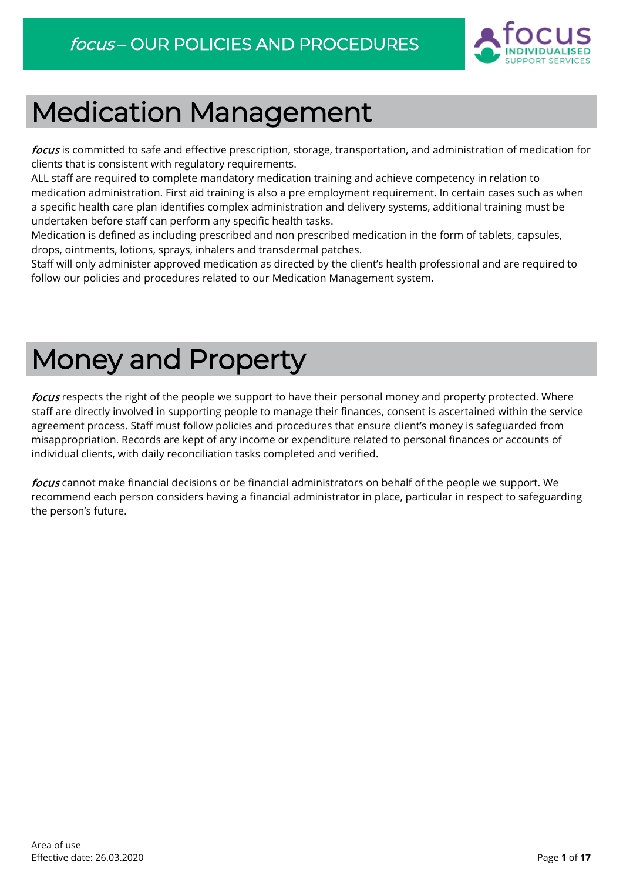# Medication Management

*focus* is committed to safe and effective prescription, storage, transportation, and administration of medication for clients that is consistent with regulatory requirements.
ALL staff are required to complete mandatory medication training and achieve competency in relation to medication administration. First aid training is also a pre employment requirement. In certain cases such as when a specific health care plan identifies complex administration and delivery systems, additional training must be undertaken before staff can perform any specific health tasks.
Medication is defined as including prescribed and non prescribed medication in the form of tablets, capsules, drops, ointments, lotions, sprays, inhalers and transdermal patches.
Staff will only administer approved medication as directed by the client's health professional and are required to follow our policies and procedures related to our Medication Management system.

# Money and Property

*focus* respects the right of the people we support to have their personal money and property protected. Where staff are directly involved in supporting people to manage their finances, consent is ascertained within the service agreement process. Staff must follow policies and procedures that ensure client's money is safeguarded from misappropriation. Records are kept of any income or expenditure related to personal finances or accounts of individual clients, with daily reconciliation tasks completed and verified.

*focus* cannot make financial decisions or be financial administrators on behalf of the people we support. We recommend each person considers having a financial administrator in place, particular in respect to safeguarding the person's future.

Area of use
Effective date: 26.03.2020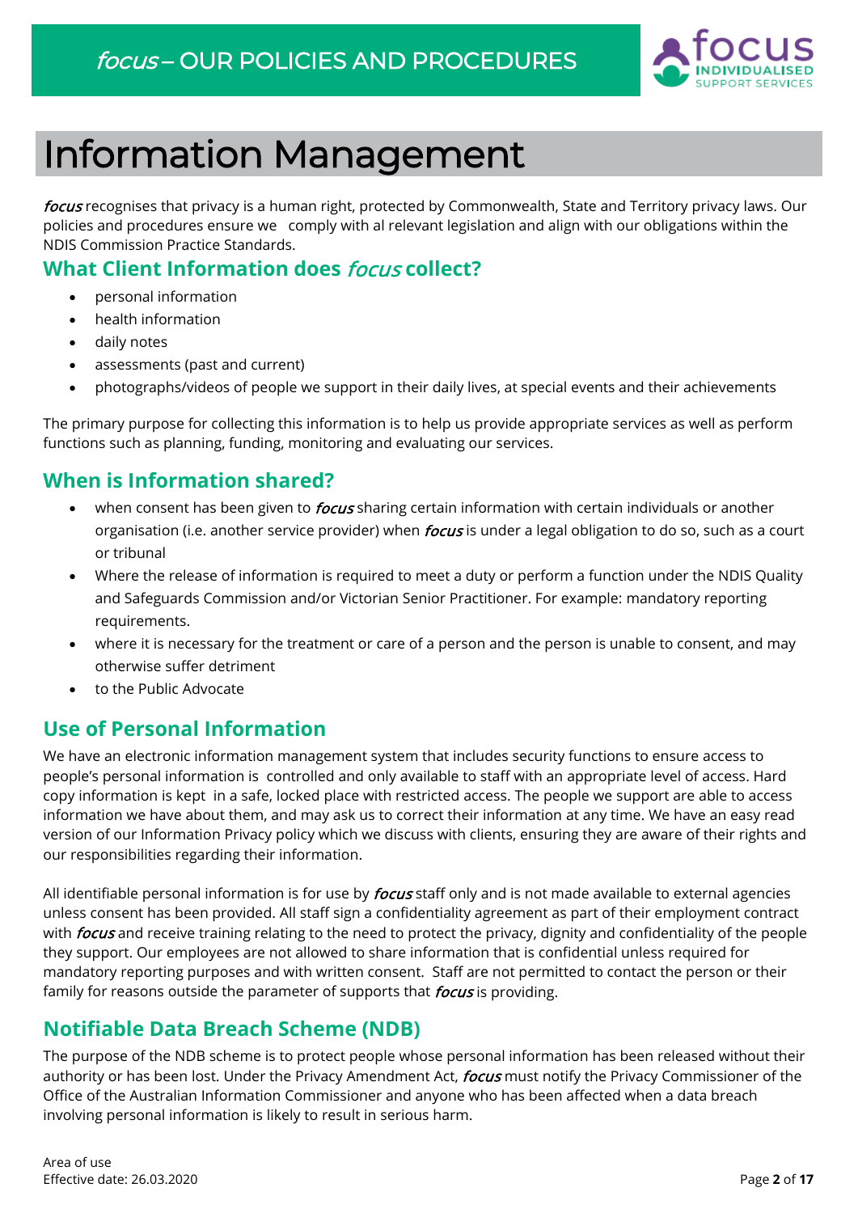# Information Management

*focus* recognises that privacy is a human right, protected by Commonwealth, State and Territory privacy laws. Our policies and procedures ensure we comply with al relevant legislation and align with our obligations within the NDIS Commission Practice Standards.

## What Client Information does *focus* collect?

- personal information
- health information
- daily notes
- assessments (past and current)
- photographs/videos of people we support in their daily lives, at special events and their achievements

The primary purpose for collecting this information is to help us provide appropriate services as well as perform functions such as planning, funding, monitoring and evaluating our services.

## When is Information shared?

- when consent has been given to *focus* sharing certain information with certain individuals or another organisation (i.e. another service provider) when *focus* is under a legal obligation to do so, such as a court or tribunal
- Where the release of information is required to meet a duty or perform a function under the NDIS Quality and Safeguards Commission and/or Victorian Senior Practitioner. For example: mandatory reporting requirements.
- where it is necessary for the treatment or care of a person and the person is unable to consent, and may otherwise suffer detriment
- to the Public Advocate

## Use of Personal Information

We have an electronic information management system that includes security functions to ensure access to people's personal information is controlled and only available to staff with an appropriate level of access. Hard copy information is kept in a safe, locked place with restricted access. The people we support are able to access information we have about them, and may ask us to correct their information at any time. We have an easy read version of our Information Privacy policy which we discuss with clients, ensuring they are aware of their rights and our responsibilities regarding their information.

All identifiable personal information is for use by *focus* staff only and is not made available to external agencies unless consent has been provided. All staff sign a confidentiality agreement as part of their employment contract with *focus* and receive training relating to the need to protect the privacy, dignity and confidentiality of the people they support. Our employees are not allowed to share information that is confidential unless required for mandatory reporting purposes and with written consent. Staff are not permitted to contact the person or their family for reasons outside the parameter of supports that *focus* is providing.

## Notifiable Data Breach Scheme (NDB)

The purpose of the NDB scheme is to protect people whose personal information has been released without their authority or has been lost. Under the Privacy Amendment Act, *focus* must notify the Privacy Commissioner of the Office of the Australian Information Commissioner and anyone who has been affected when a data breach involving personal information is likely to result in serious harm.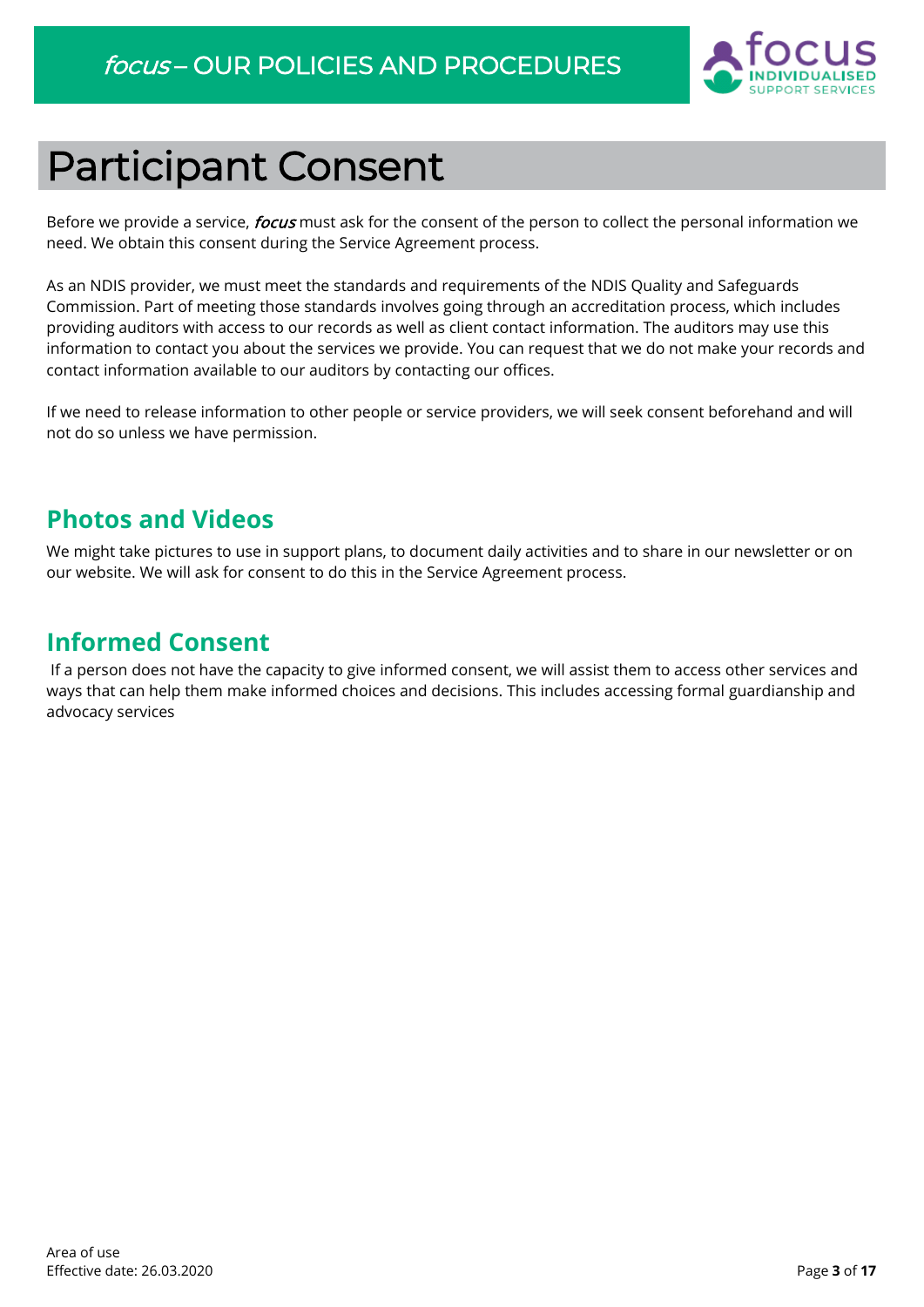# Participant Consent

Before we provide a service, *focus* must ask for the consent of the person to collect the personal information we need. We obtain this consent during the Service Agreement process.

As an NDIS provider, we must meet the standards and requirements of the NDIS Quality and Safeguards Commission. Part of meeting those standards involves going through an accreditation process, which includes providing auditors with access to our records as well as client contact information. The auditors may use this information to contact you about the services we provide. You can request that we do not make your records and contact information available to our auditors by contacting our offices.

If we need to release information to other people or service providers, we will seek consent beforehand and will not do so unless we have permission.

## Photos and Videos

We might take pictures to use in support plans, to document daily activities and to share in our newsletter or on our website. We will ask for consent to do this in the Service Agreement process.

## Informed Consent

If a person does not have the capacity to give informed consent, we will assist them to access other services and ways that can help them make informed choices and decisions. This includes accessing formal guardianship and advocacy services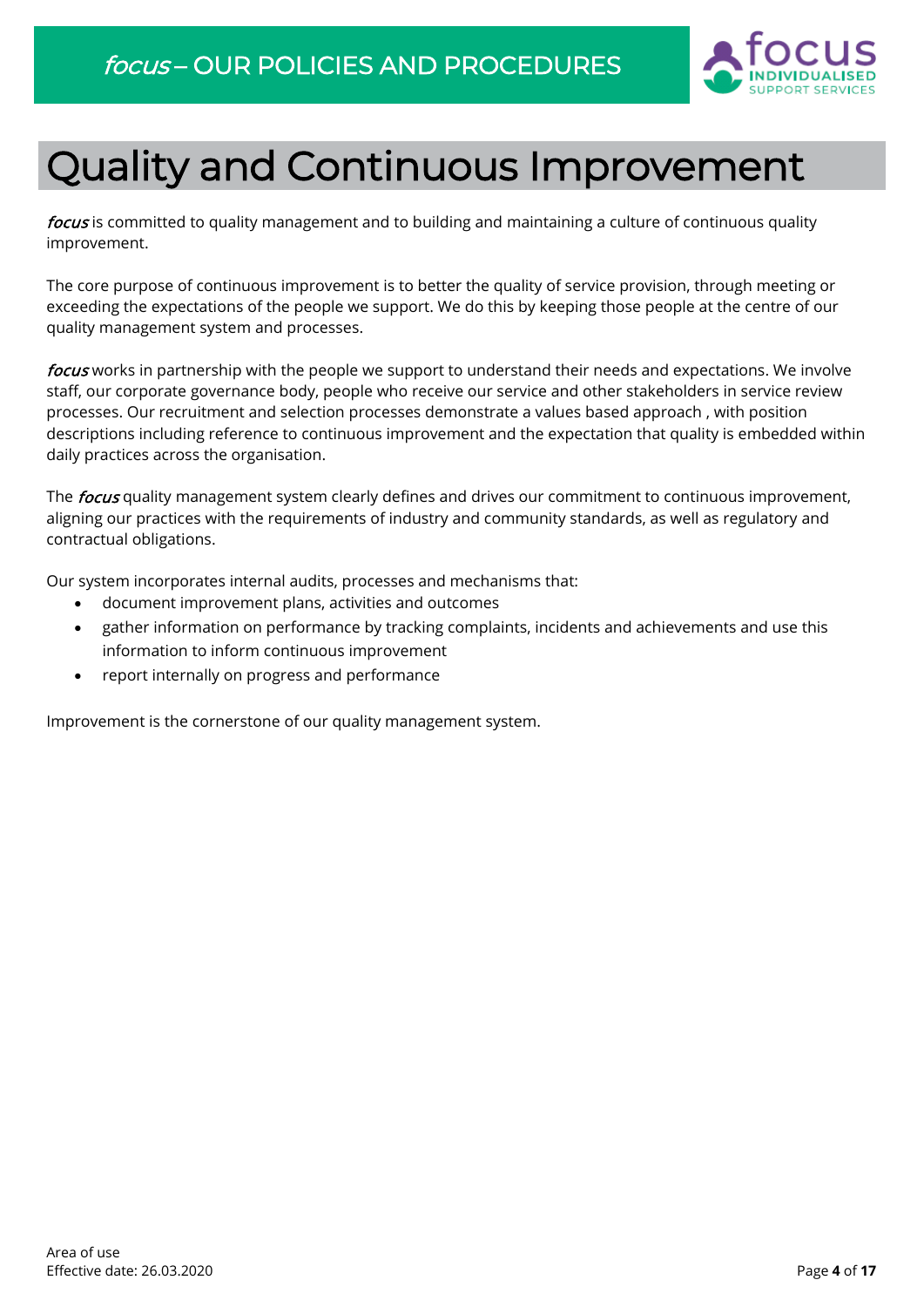# Quality and Continuous Improvement

*focus* is committed to quality management and to building and maintaining a culture of continuous quality improvement.

The core purpose of continuous improvement is to better the quality of service provision, through meeting or exceeding the expectations of the people we support. We do this by keeping those people at the centre of our quality management system and processes.

*focus* works in partnership with the people we support to understand their needs and expectations. We involve staff, our corporate governance body, people who receive our service and other stakeholders in service review processes. Our recruitment and selection processes demonstrate a values based approach , with position descriptions including reference to continuous improvement and the expectation that quality is embedded within daily practices across the organisation.

The *focus* quality management system clearly defines and drives our commitment to continuous improvement, aligning our practices with the requirements of industry and community standards, as well as regulatory and contractual obligations.

Our system incorporates internal audits, processes and mechanisms that:

- document improvement plans, activities and outcomes
- gather information on performance by tracking complaints, incidents and achievements and use this information to inform continuous improvement
- report internally on progress and performance

Improvement is the cornerstone of our quality management system.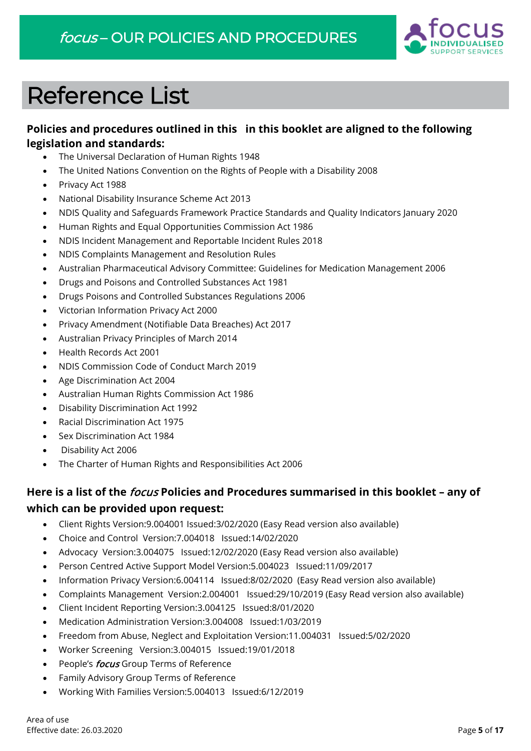# Reference List

**Policies and procedures outlined in this in this booklet are aligned to the following legislation and standards:**

- The Universal Declaration of Human Rights 1948
- The United Nations Convention on the Rights of People with a Disability 2008
- Privacy Act 1988
- National Disability Insurance Scheme Act 2013
- NDIS Quality and Safeguards Framework Practice Standards and Quality Indicators January 2020
- Human Rights and Equal Opportunities Commission Act 1986
- NDIS Incident Management and Reportable Incident Rules 2018
- NDIS Complaints Management and Resolution Rules
- Australian Pharmaceutical Advisory Committee: Guidelines for Medication Management 2006
- Drugs and Poisons and Controlled Substances Act 1981
- Drugs Poisons and Controlled Substances Regulations 2006
- Victorian Information Privacy Act 2000
- Privacy Amendment (Notifiable Data Breaches) Act 2017
- Australian Privacy Principles of March 2014
- Health Records Act 2001
- NDIS Commission Code of Conduct March 2019
- Age Discrimination Act 2004
- Australian Human Rights Commission Act 1986
- Disability Discrimination Act 1992
- Racial Discrimination Act 1975
- Sex Discrimination Act 1984
- Disability Act 2006
- The Charter of Human Rights and Responsibilities Act 2006

**Here is a list of the *focus* Policies and Procedures summarised in this booklet – any of which can be provided upon request:**

- Client Rights Version:9.004001 Issued:3/02/2020 (Easy Read version also available)
- Choice and Control Version:7.004018 Issued:14/02/2020
- Advocacy Version:3.004075 Issued:12/02/2020 (Easy Read version also available)
- Person Centred Active Support Model Version:5.004023 Issued:11/09/2017
- Information Privacy Version:6.004114 Issued:8/02/2020 (Easy Read version also available)
- Complaints Management Version:2.004001 Issued:29/10/2019 (Easy Read version also available)
- Client Incident Reporting Version:3.004125 Issued:8/01/2020
- Medication Administration Version:3.004008 Issued:1/03/2019
- Freedom from Abuse, Neglect and Exploitation Version:11.004031 Issued:5/02/2020
- Worker Screening Version:3.004015 Issued:19/01/2018
- People's ***focus*** Group Terms of Reference
- Family Advisory Group Terms of Reference
- Working With Families Version:5.004013 Issued:6/12/2019

Area of use
Effective date: 26.03.2020